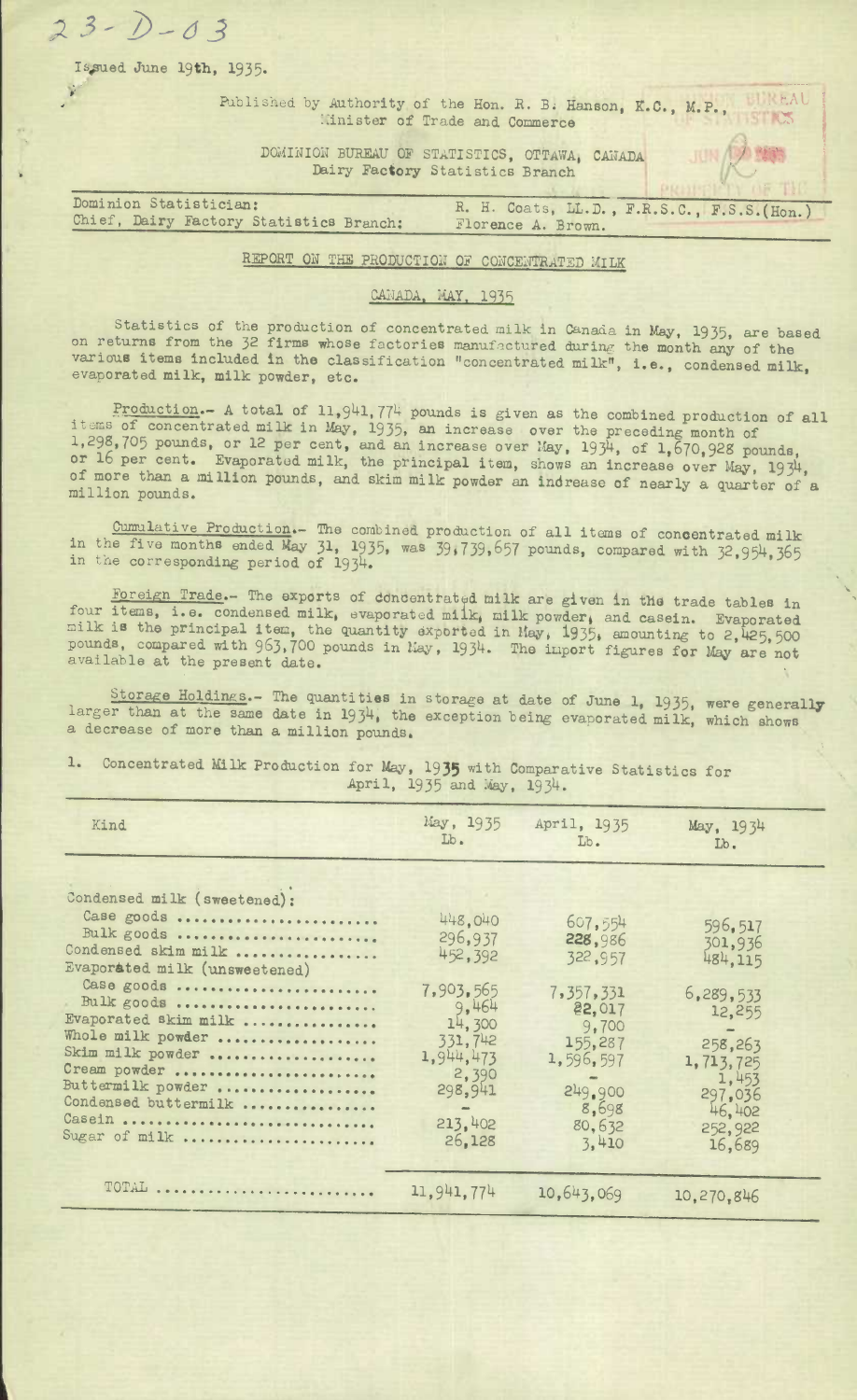23-D-03

Issued June 19th, 1935.

Published by Authority of the Hon. R. B. Hanson, K.C., M.P., Minister of Trade and Commerce

DOMINION BUREAU OF STATISTICS, OTTAWA, CANADA
Dairy Factory Statistics Branch

| | |
|---|---|
| Dominion Statistician: | R. H. Coats, LL.D., F.R.S.C., F.S.S.(Hon.) |
| Chief, Dairy Factory Statistics Branch: | Florence A. Brown. |

## REPORT ON THE PRODUCTION OF CONCENTRATED MILK

### CANADA, MAY, 1935

Statistics of the production of concentrated milk in Canada in May, 1935, are based on returns from the 32 firms whose factories manufactured during the month any of the various items included in the classification "concentrated milk", i.e., condensed milk, evaporated milk, milk powder, etc.

Production.- A total of 11,941,774 pounds is given as the combined production of all items of concentrated milk in May, 1935, an increase over the preceding month of 1,298,705 pounds, or 12 per cent, and an increase over May, 1934, of 1,670,928 pounds, or 16 per cent. Evaporated milk, the principal item, shows an increase over May, 1934, of more than a million pounds, and skim milk powder an increase of nearly a quarter of a million pounds.

Cumulative Production.- The combined production of all items of concentrated milk in the five months ended May 31, 1935, was 39,739,657 pounds, compared with 32,954,365 in the corresponding period of 1934.

Foreign Trade.- The exports of concentrated milk are given in the trade tables in four items, i.e. condensed milk, evaporated milk, milk powder, and casein. Evaporated milk is the principal item, the quantity exported in May, 1935, amounting to 2,425,500 pounds, compared with 963,700 pounds in May, 1934. The import figures for May are not available at the present date.

Storage Holdings.- The quantities in storage at date of June 1, 1935, were generally larger than at the same date in 1934, the exception being evaporated milk, which shows a decrease of more than a million pounds.

1. Concentrated Milk Production for May, 1935 with Comparative Statistics for April, 1935 and May, 1934.

| Kind | May, 1935 Lb. | April, 1935 Lb. | May, 1934 Lb. |
|---|---|---|---|
| Condensed milk (sweetened): | | | |
| Case goods | 448,040 | 607,554 | 596,517 |
| Bulk goods | 296,937 | 228,986 | 301,936 |
| Condensed skim milk | 452,392 | 322,957 | 484,115 |
| Evaporated milk (unsweetened) | | | |
| Case goods | 7,903,565 | 7,357,331 | 6,289,533 |
| Bulk goods | 9,464 | 22,017 | 12,255 |
| Evaporated skim milk | 14,300 | 9,700 | - |
| Whole milk powder | 331,742 | 155,287 | 258,263 |
| Skim milk powder | 1,944,473 | 1,596,597 | 1,713,725 |
| Cream powder | 2,390 | - | 1,453 |
| Buttermilk powder | 298,941 | 249,900 | 297,036 |
| Condensed buttermilk | - | 8,698 | 46,402 |
| Casein | 213,402 | 80,632 | 252,922 |
| Sugar of milk | 26,128 | 3,410 | 16,689 |
| TOTAL | 11,941,774 | 10,643,069 | 10,270,846 |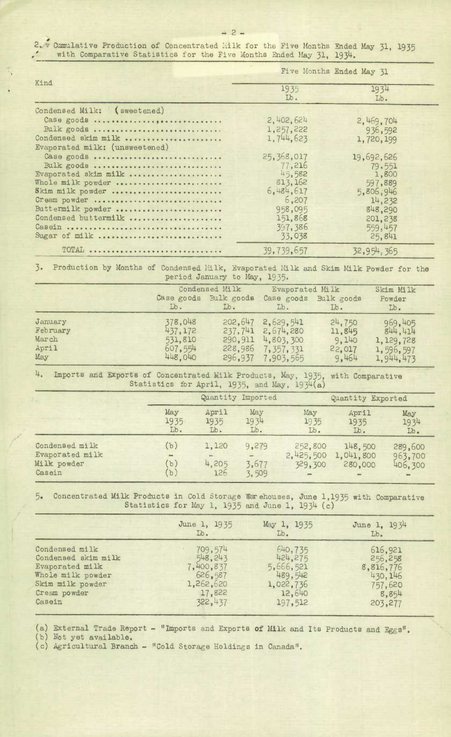2. Cumulative Production of Concentrated Milk for the Five Months Ended May 31, 1935 with Comparative Statistics for the Five Months Ended May 31, 1934.

| Kind | Five Months Ended May 31 | |
|---|---|---|
| | 1935 Lb. | 1934 Lb. |
| Condensed Milk: (sweetened) | | |
| Case goods | 2,402,624 | 2,469,704 |
| Bulk goods | 1,257,222 | 936,592 |
| Condensed skim milk | 1,744,623 | 1,720,199 |
| Evaporated milk: (unsweetened) | | |
| Case goods | 25,368,017 | 19,692,626 |
| Bulk goods | 77,216 | 79,551 |
| Evaporated skim milk | 45,582 | 1,800 |
| Whole milk powder | 813,162 | 597,889 |
| Skim milk powder | 6,484,617 | 5,806,946 |
| Cream powder | 6,207 | 14,232 |
| Buttermilk powder | 958,095 | 848,290 |
| Condensed buttermilk | 151,868 | 201,238 |
| Casein | 397,386 | 559,457 |
| Sugar of milk | 33,038 | 25,841 |
| TOTAL | 39,739,657 | 32,954,365 |

3. Production by Months of Condensed Milk, Evaporated Milk and Skim Milk Powder for the period January to May, 1935.

| | Condensed Milk | | Evaporated Milk | | Skim Milk Powder |
|---|---|---|---|---|---|
| | Case goods Lb. | Bulk goods Lb. | Case goods Lb. | Bulk goods Lb. | Lb. |
| January | 378,048 | 202,647 | 2,629,541 | 24,750 | 969,405 |
| February | 437,172 | 237,741 | 2,674,280 | 11,845 | 844,414 |
| March | 531,810 | 290,911 | 4,803,300 | 9,140 | 1,129,728 |
| April | 607,554 | 228,986 | 7,357,331 | 22,017 | 1,596,597 |
| May | 448,040 | 296,937 | 7,903,565 | 9,464 | 1,944,473 |

4. Imports and Exports of Concentrated Milk Products, May, 1935, with Comparative Statistics for April, 1935, and May, 1934(a)

| | Quantity Imported | | | Quantity Exported | | |
|---|---|---|---|---|---|---|
| | May 1935 Lb. | April 1935 Lb. | May 1934 Lb. | May 1935 Lb. | April 1935 Lb. | May 1934 Lb. |
| Condensed milk | (b) | 1,120 | 9,279 | 252,800 | 148,500 | 289,600 |
| Evaporated milk | - | - | - | 2,425,500 | 1,041,800 | 963,700 |
| Milk powder | (b) | 4,205 | 3,677 | 329,300 | 280,000 | 406,300 |
| Casein | (b) | 126 | 3,509 | - | - | - |

5. Concentrated Milk Products in Cold Storage Warehouses, June 1,1935 with Comparative Statistics for May 1, 1935 and June 1, 1934 (c)

| | June 1, 1935 Lb. | May 1, 1935 Lb. | June 1, 1934 Lb. |
|---|---|---|---|
| Condensed milk | 709,574 | 640,735 | 616,921 |
| Condensed skim milk | 548,243 | 424,275 | 256,258 |
| Evaporated milk | 7,400,837 | 5,666,521 | 8,816,776 |
| Whole milk powder | 626,587 | 489,542 | 430,146 |
| Skim milk powder | 1,262,620 | 1,022,736 | 757,620 |
| Cream powder | 17,822 | 12,640 | 8,854 |
| Casein | 322,437 | 197,512 | 203,277 |

(a) External Trade Report - "Imports and Exports of Milk and Its Products and Eggs".
(b) Not yet available.
(c) Agricultural Branch - "Cold Storage Holdings in Canada".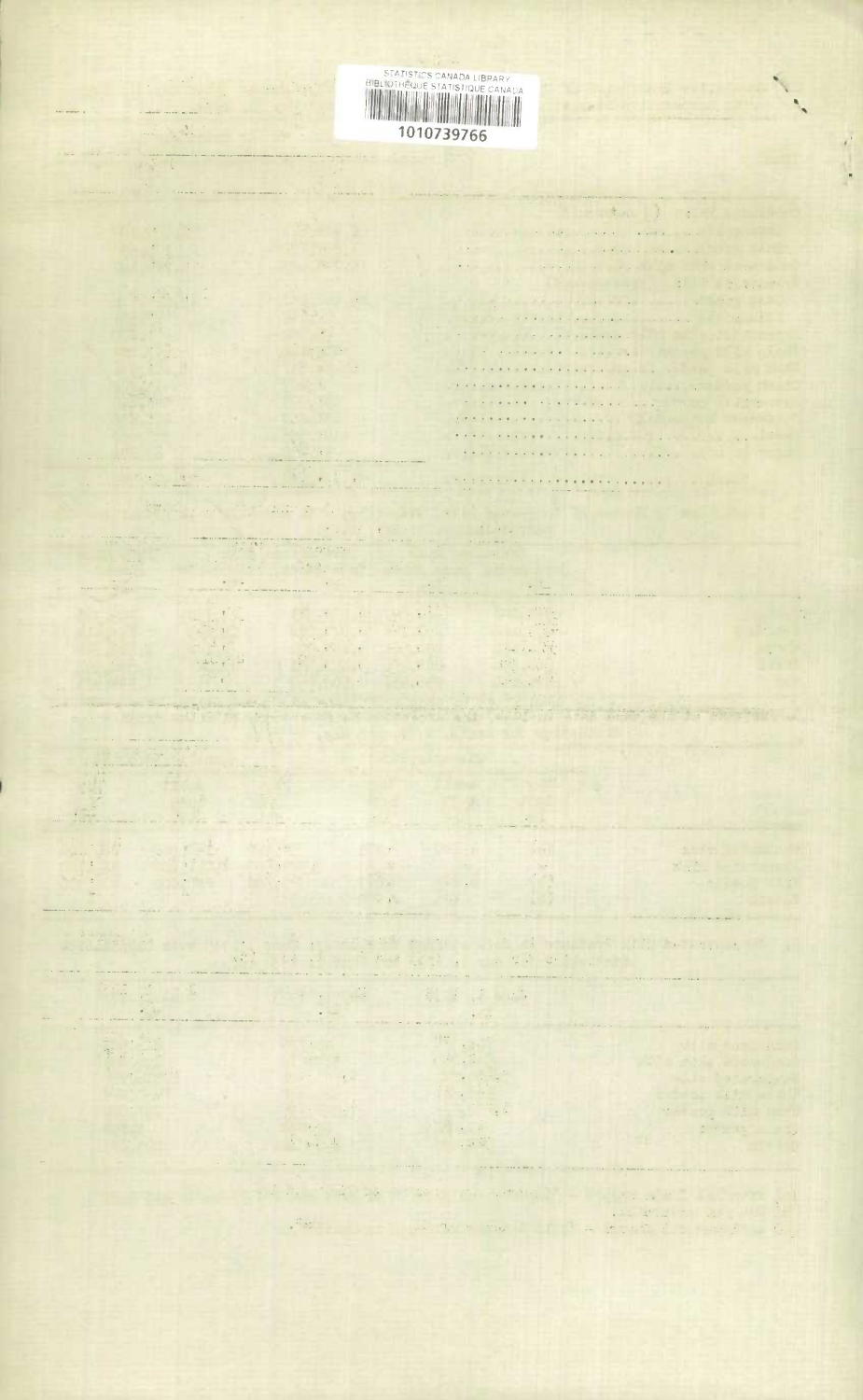STATISTICS CANADA LIBRARY
BIBLIOTHÈQUE STATISTIQUE CANADA

1010739766